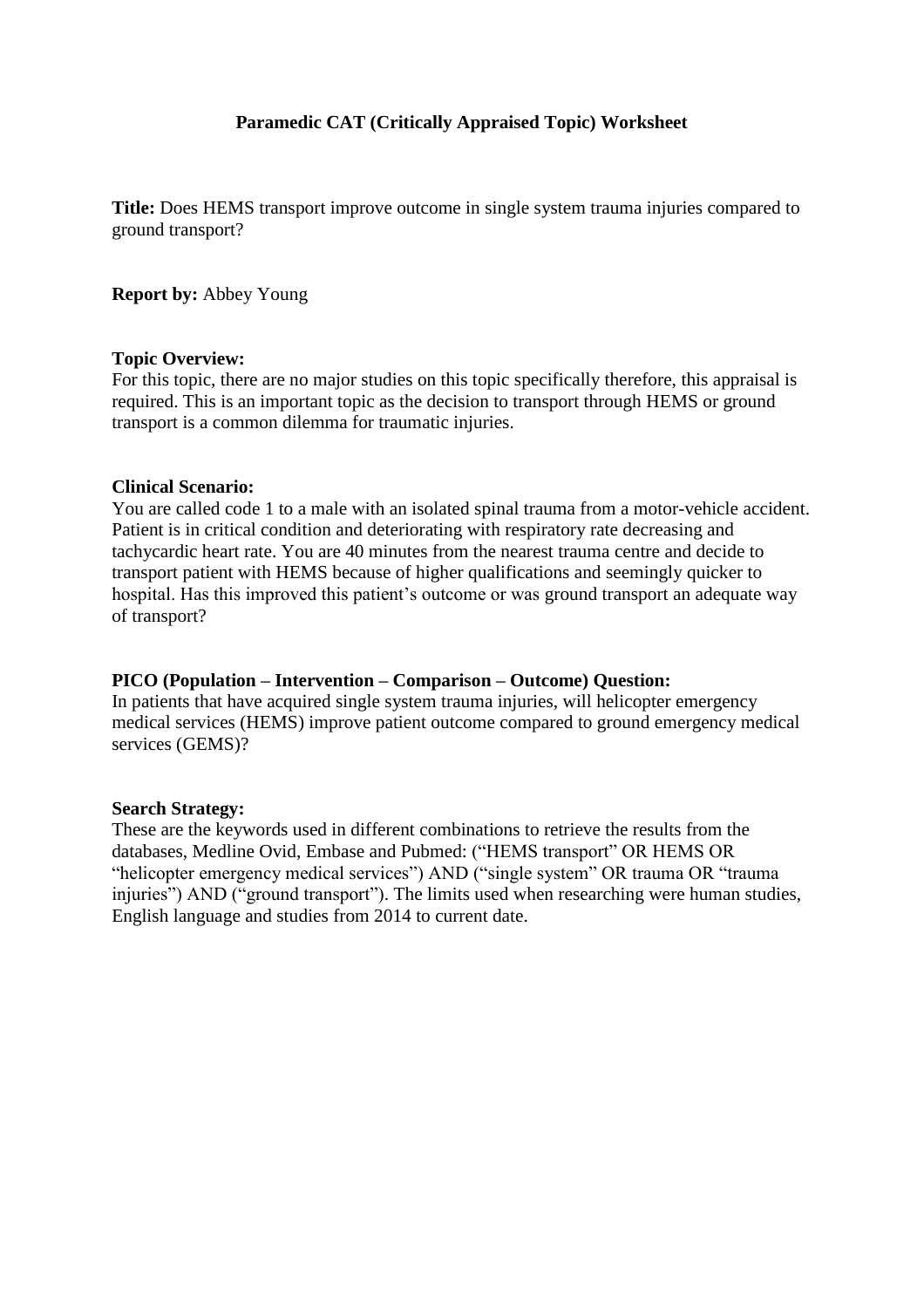# Paramedic CAT (Critically Appraised Topic) Worksheet

**Title:** Does HEMS transport improve outcome in single system trauma injuries compared to ground transport?

**Report by:** Abbey Young

**Topic Overview:**
For this topic, there are no major studies on this topic specifically therefore, this appraisal is required. This is an important topic as the decision to transport through HEMS or ground transport is a common dilemma for traumatic injuries.

**Clinical Scenario:**
You are called code 1 to a male with an isolated spinal trauma from a motor-vehicle accident. Patient is in critical condition and deteriorating with respiratory rate decreasing and tachycardic heart rate. You are 40 minutes from the nearest trauma centre and decide to transport patient with HEMS because of higher qualifications and seemingly quicker to hospital. Has this improved this patient's outcome or was ground transport an adequate way of transport?

**PICO (Population – Intervention – Comparison – Outcome) Question:**
In patients that have acquired single system trauma injuries, will helicopter emergency medical services (HEMS) improve patient outcome compared to ground emergency medical services (GEMS)?

**Search Strategy:**
These are the keywords used in different combinations to retrieve the results from the databases, Medline Ovid, Embase and Pubmed: ("HEMS transport" OR HEMS OR "helicopter emergency medical services") AND ("single system" OR trauma OR "trauma injuries") AND ("ground transport"). The limits used when researching were human studies, English language and studies from 2014 to current date.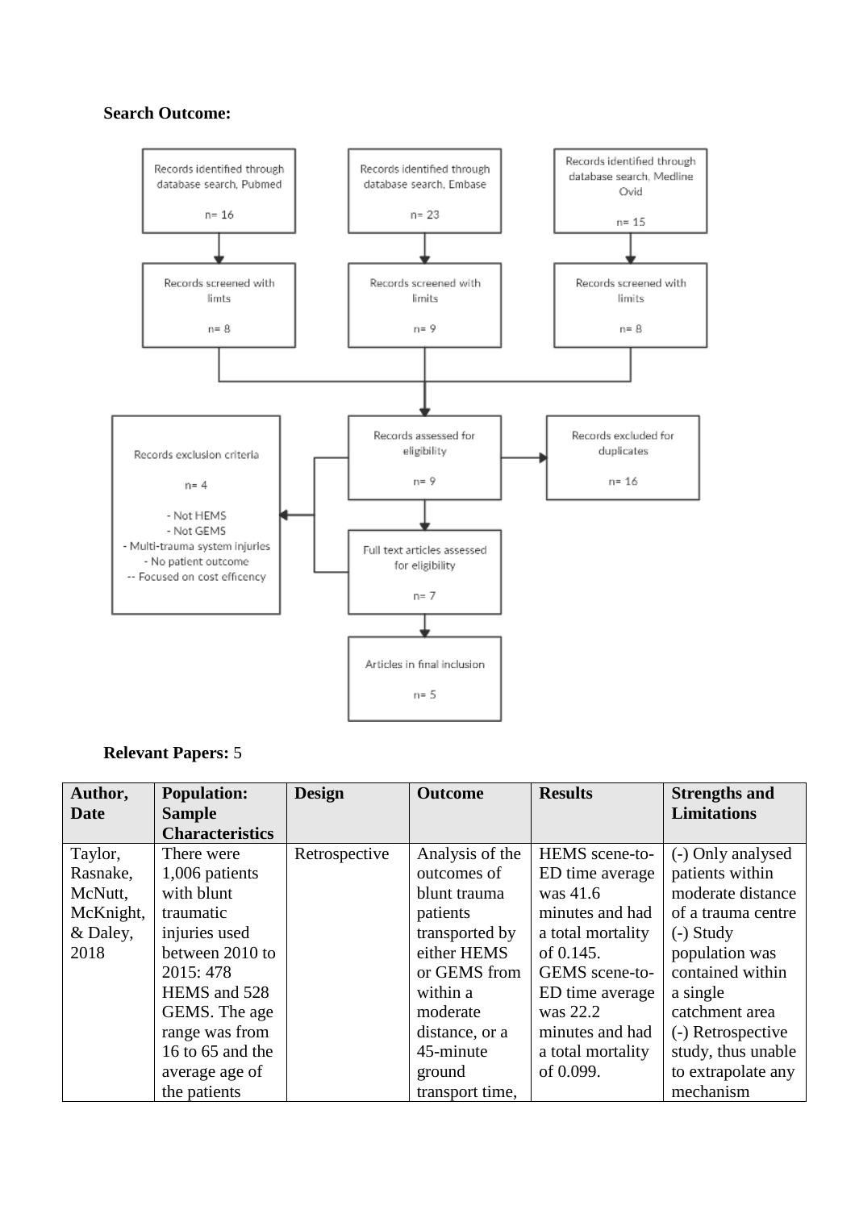**Search Outcome:**

Records identified through database search, Pubmed

n= 16

Records identified through database search, Embase

n= 23

Records identified through database search, Medline Ovid

n= 15

Records screened with limts

n= 8

Records screened with limits

n= 9

Records screened with limits

n= 8

Records assessed for eligibility

n= 9

Records excluded for duplicates

n= 16

Records exclusion criteria

n= 4

- Not HEMS
- Not GEMS
- Multi-trauma system injuries
- No patient outcome
-- Focused on cost efficency

Full text articles assessed for eligibility

n= 7

Articles in final inclusion

n= 5

**Relevant Papers:** 5

| Author, Date | Population: Sample Characteristics | Design | Outcome | Results | Strengths and Limitations |
|---|---|---|---|---|---|
| Taylor, Rasnake, McNutt, McKnight, & Daley, 2018 | There were 1,006 patients with blunt traumatic injuries used between 2010 to 2015: 478 HEMS and 528 GEMS. The age range was from 16 to 65 and the average age of the patients | Retrospective | Analysis of the outcomes of blunt trauma patients transported by either HEMS or GEMS from within a moderate distance, or a 45-minute ground transport time, | HEMS scene-to-ED time average was 41.6 minutes and had a total mortality of 0.145. GEMS scene-to-ED time average was 22.2 minutes and had a total mortality of 0.099. | (-) Only analysed patients within moderate distance of a trauma centre (-) Study population was contained within a single catchment area (-) Retrospective study, thus unable to extrapolate any mechanism |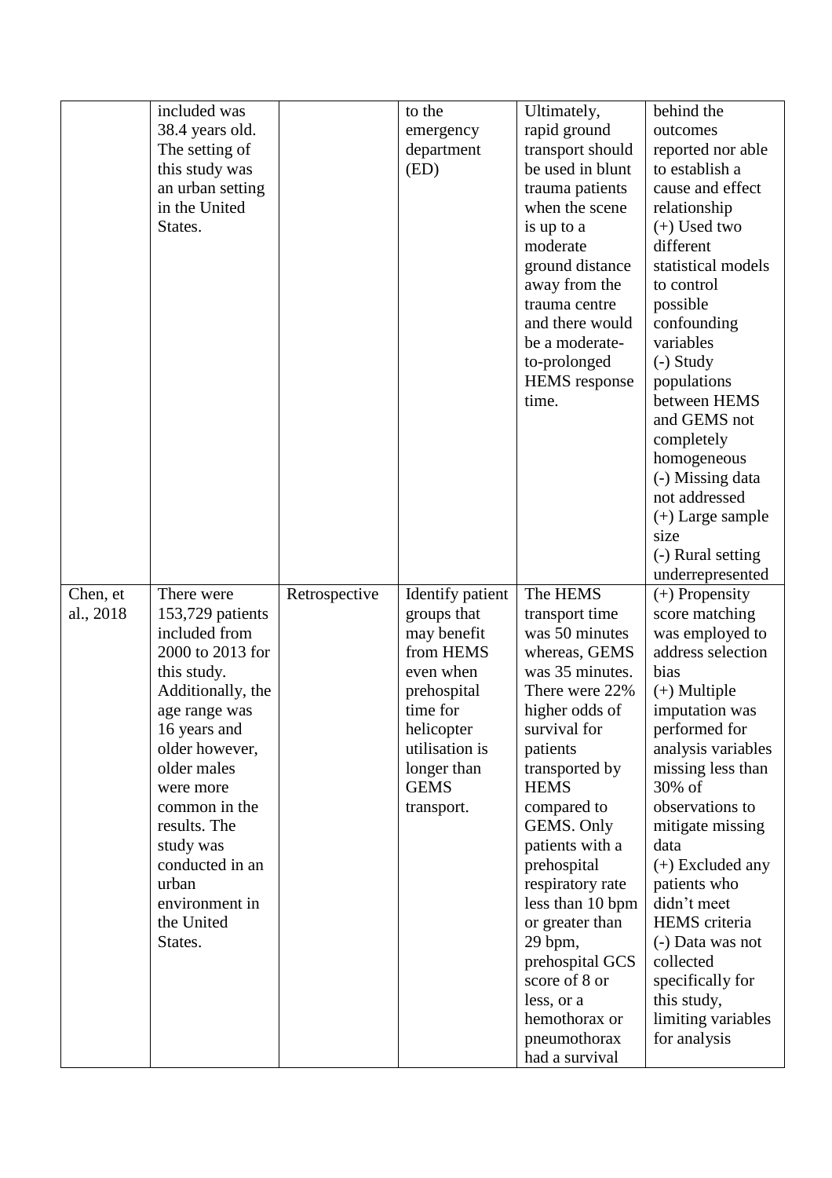| | | | | | |
|---|---|---|---|---|---|
| | included was 38.4 years old. The setting of this study was an urban setting in the United States. | | to the emergency department (ED) | Ultimately, rapid ground transport should be used in blunt trauma patients when the scene is up to a moderate ground distance away from the trauma centre and there would be a moderate-to-prolonged HEMS response time. | behind the outcomes reported nor able to establish a cause and effect relationship (+) Used two different statistical models to control possible confounding variables (-) Study populations between HEMS and GEMS not completely homogeneous (-) Missing data not addressed (+) Large sample size (-) Rural setting underrepresented |
| Chen, et al., 2018 | There were 153,729 patients included from 2000 to 2013 for this study. Additionally, the age range was 16 years and older however, older males were more common in the results. The study was conducted in an urban environment in the United States. | Retrospective | Identify patient groups that may benefit from HEMS even when prehospital time for helicopter utilisation is longer than GEMS transport. | The HEMS transport time was 50 minutes whereas, GEMS was 35 minutes. There were 22% higher odds of survival for patients transported by HEMS compared to GEMS. Only patients with a prehospital respiratory rate less than 10 bpm or greater than 29 bpm, prehospital GCS score of 8 or less, or a hemothorax or pneumothorax had a survival | (+) Propensity score matching was employed to address selection bias (+) Multiple imputation was performed for analysis variables missing less than 30% of observations to mitigate missing data (+) Excluded any patients who didn't meet HEMS criteria (-) Data was not collected specifically for this study, limiting variables for analysis |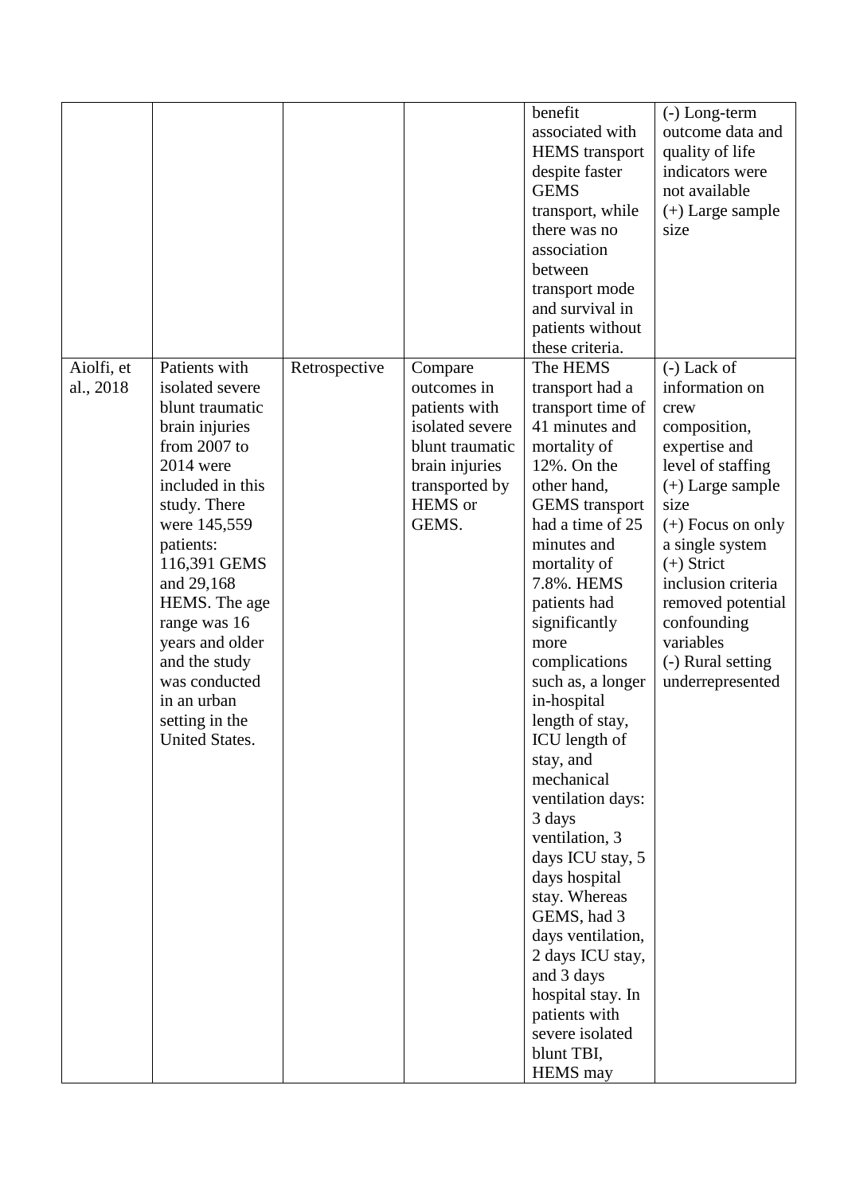| | | | | | |
|---|---|---|---|---|---|
| | | | | benefit associated with HEMS transport despite faster GEMS transport, while there was no association between transport mode and survival in patients without these criteria. | (-) Long-term outcome data and quality of life indicators were not available<br>(+) Large sample size |
| Aiolfi, et al., 2018 | Patients with isolated severe blunt traumatic brain injuries from 2007 to 2014 were included in this study. There were 145,559 patients: 116,391 GEMS and 29,168 HEMS. The age range was 16 years and older and the study was conducted in an urban setting in the United States. | Retrospective | Compare outcomes in patients with isolated severe blunt traumatic brain injuries transported by HEMS or GEMS. | The HEMS transport had a transport time of 41 minutes and mortality of 12%. On the other hand, GEMS transport had a time of 25 minutes and mortality of 7.8%. HEMS patients had significantly more complications such as, a longer in-hospital length of stay, ICU length of stay, and mechanical ventilation days: 3 days ventilation, 3 days ICU stay, 5 days hospital stay. Whereas GEMS, had 3 days ventilation, 2 days ICU stay, and 3 days hospital stay. In patients with severe isolated blunt TBI, HEMS may | (-) Lack of information on crew composition, expertise and level of staffing<br>(+) Large sample size<br>(+) Focus on only a single system<br>(+) Strict inclusion criteria removed potential confounding variables<br>(-) Rural setting underrepresented |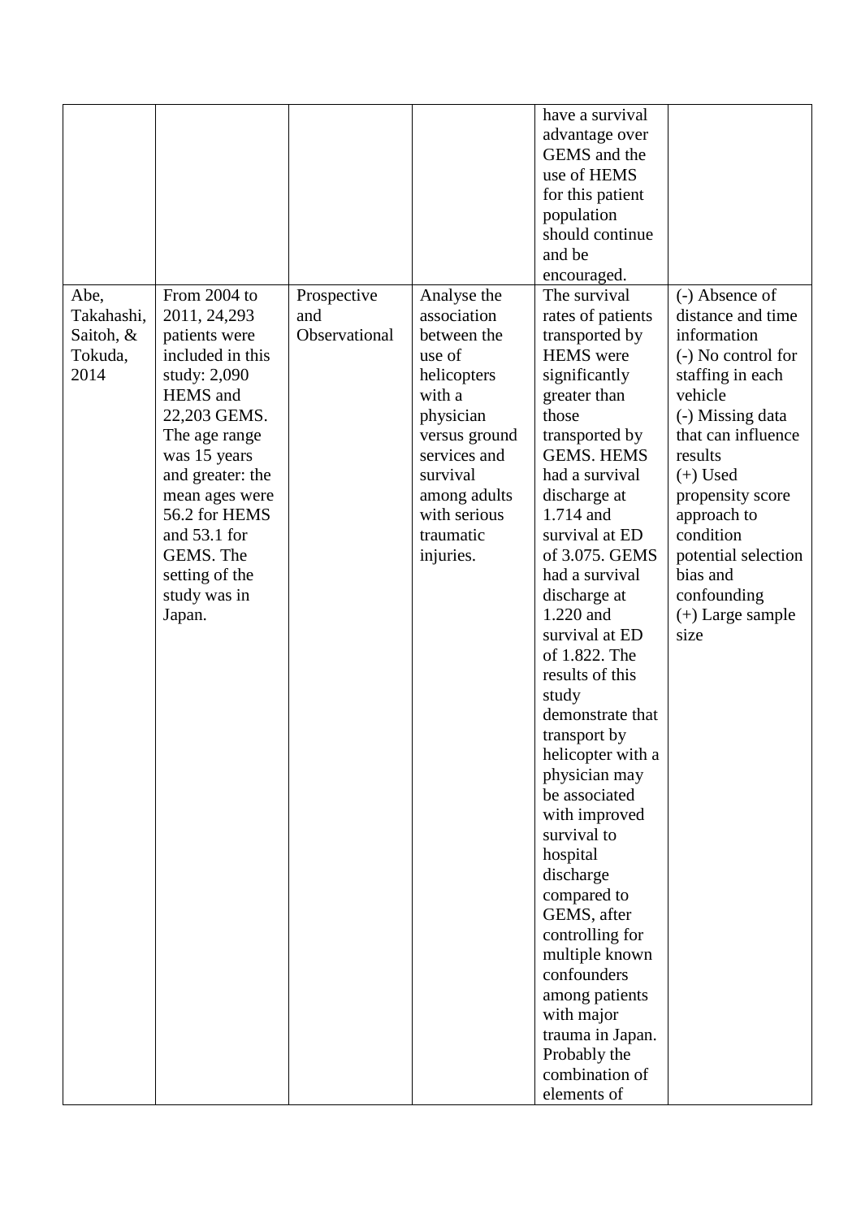| | | | | have a survival advantage over GEMS and the use of HEMS for this patient population should continue and be encouraged. | |
|---|---|---|---|---|---|
| Abe, Takahashi, Saitoh, & Tokuda, 2014 | From 2004 to 2011, 24,293 patients were included in this study: 2,090 HEMS and 22,203 GEMS. The age range was 15 years and greater: the mean ages were 56.2 for HEMS and 53.1 for GEMS. The setting of the study was in Japan. | Prospective and Observational | Analyse the association between the use of helicopters with a physician versus ground services and survival among adults with serious traumatic injuries. | The survival rates of patients transported by HEMS were significantly greater than those transported by GEMS. HEMS had a survival discharge at 1.714 and survival at ED of 3.075. GEMS had a survival discharge at 1.220 and survival at ED of 1.822. The results of this study demonstrate that transport by helicopter with a physician may be associated with improved survival to hospital discharge compared to GEMS, after controlling for multiple known confounders among patients with major trauma in Japan. Probably the combination of elements of | (-) Absence of distance and time information<br>(-) No control for staffing in each vehicle<br>(-) Missing data that can influence results<br>(+) Used propensity score approach to condition potential selection bias and confounding<br>(+) Large sample size |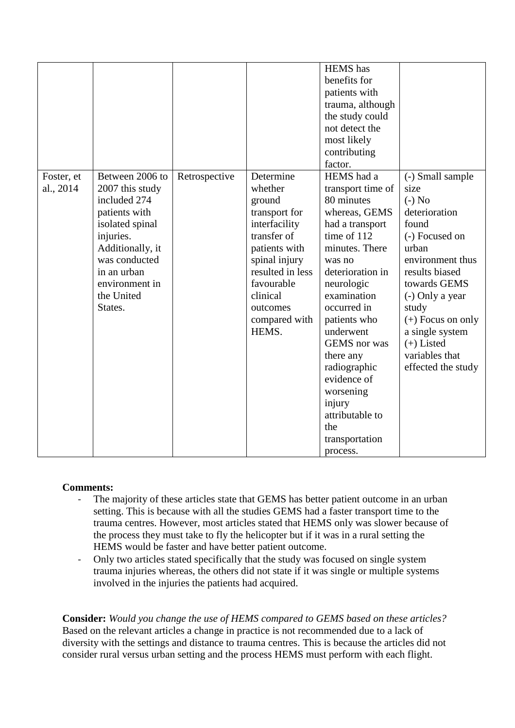|  |  |  |  | HEMS has benefits for patients with trauma, although the study could not detect the most likely contributing factor. |  |
| --- | --- | --- | --- | --- | --- |
| Foster, et al., 2014 | Between 2006 to 2007 this study included 274 patients with isolated spinal injuries. Additionally, it was conducted in an urban environment in the United States. | Retrospective | Determine whether ground transport for interfacility transfer of patients with spinal injury resulted in less favourable clinical outcomes compared with HEMS. | HEMS had a transport time of 80 minutes whereas, GEMS had a transport time of 112 minutes. There was no deterioration in neurologic examination occurred in patients who underwent GEMS nor was there any radiographic evidence of worsening injury attributable to the transportation process. | (-) Small sample size<br>(-) No deterioration found<br>(-) Focused on urban environment thus results biased towards GEMS<br>(-) Only a year study<br>(+) Focus on only a single system<br>(+) Listed variables that effected the study |

**Comments:**

- The majority of these articles state that GEMS has better patient outcome in an urban setting. This is because with all the studies GEMS had a faster transport time to the trauma centres. However, most articles stated that HEMS only was slower because of the process they must take to fly the helicopter but if it was in a rural setting the HEMS would be faster and have better patient outcome.
- Only two articles stated specifically that the study was focused on single system trauma injuries whereas, the others did not state if it was single or multiple systems involved in the injuries the patients had acquired.

**Consider:** *Would you change the use of HEMS compared to GEMS based on these articles?* Based on the relevant articles a change in practice is not recommended due to a lack of diversity with the settings and distance to trauma centres. This is because the articles did not consider rural versus urban setting and the process HEMS must perform with each flight.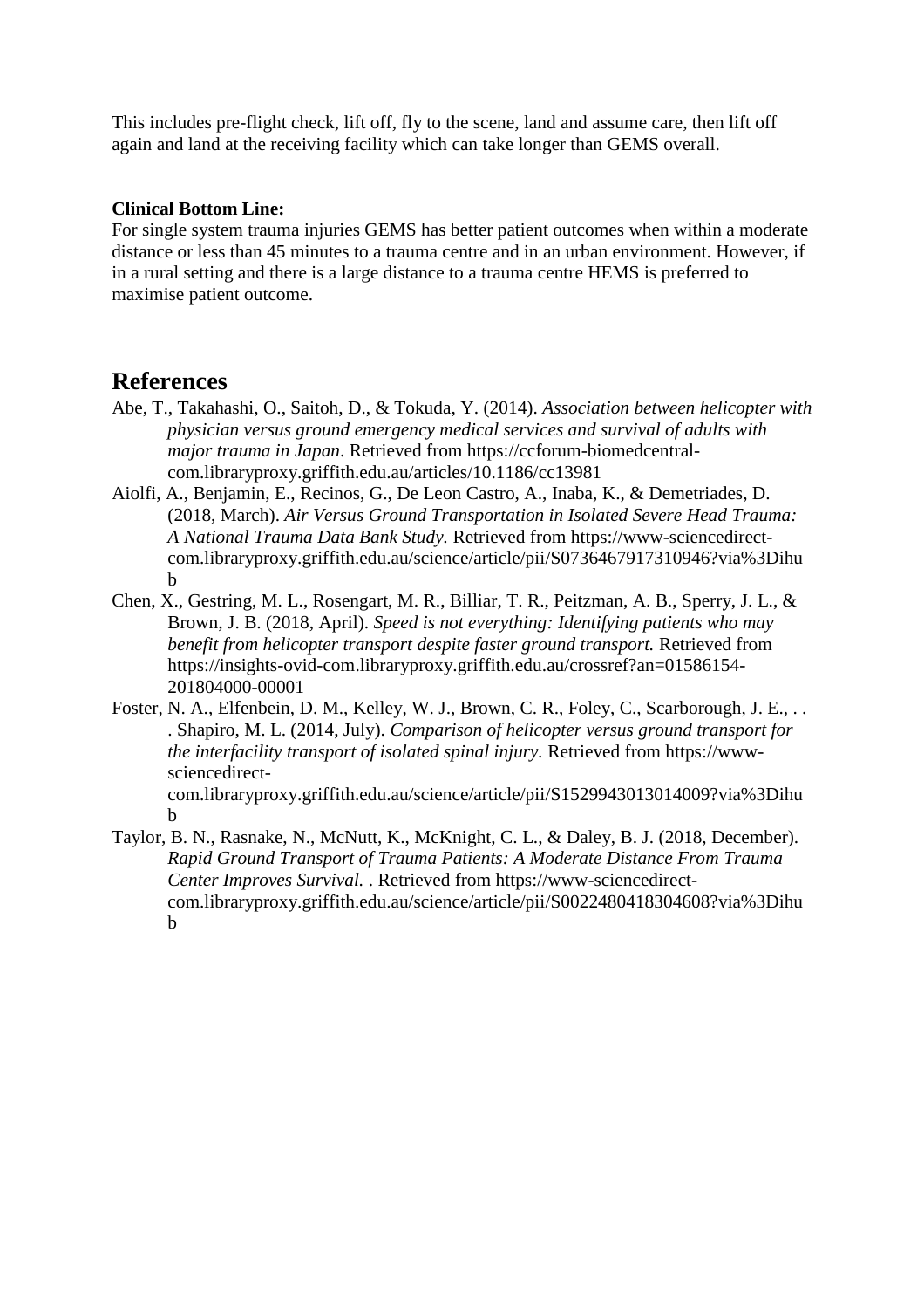This includes pre-flight check, lift off, fly to the scene, land and assume care, then lift off again and land at the receiving facility which can take longer than GEMS overall.

**Clinical Bottom Line:**
For single system trauma injuries GEMS has better patient outcomes when within a moderate distance or less than 45 minutes to a trauma centre and in an urban environment. However, if in a rural setting and there is a large distance to a trauma centre HEMS is preferred to maximise patient outcome.

## References

Abe, T., Takahashi, O., Saitoh, D., & Tokuda, Y. (2014). *Association between helicopter with physician versus ground emergency medical services and survival of adults with major trauma in Japan*. Retrieved from https://ccforum-biomedcentral-com.libraryproxy.griffith.edu.au/articles/10.1186/cc13981

Aiolfi, A., Benjamin, E., Recinos, G., De Leon Castro, A., Inaba, K., & Demetriades, D. (2018, March). *Air Versus Ground Transportation in Isolated Severe Head Trauma: A National Trauma Data Bank Study.* Retrieved from https://www-sciencedirect-com.libraryproxy.griffith.edu.au/science/article/pii/S0736467917310946?via%3Dihub

Chen, X., Gestring, M. L., Rosengart, M. R., Billiar, T. R., Peitzman, A. B., Sperry, J. L., & Brown, J. B. (2018, April). *Speed is not everything: Identifying patients who may benefit from helicopter transport despite faster ground transport.* Retrieved from https://insights-ovid-com.libraryproxy.griffith.edu.au/crossref?an=01586154-201804000-00001

Foster, N. A., Elfenbein, D. M., Kelley, W. J., Brown, C. R., Foley, C., Scarborough, J. E., . . . Shapiro, M. L. (2014, July). *Comparison of helicopter versus ground transport for the interfacility transport of isolated spinal injury.* Retrieved from https://www-sciencedirect-com.libraryproxy.griffith.edu.au/science/article/pii/S1529943013014009?via%3Dihub

Taylor, B. N., Rasnake, N., McNutt, K., McKnight, C. L., & Daley, B. J. (2018, December). *Rapid Ground Transport of Trauma Patients: A Moderate Distance From Trauma Center Improves Survival.* . Retrieved from https://www-sciencedirect-com.libraryproxy.griffith.edu.au/science/article/pii/S0022480418304608?via%3Dihub